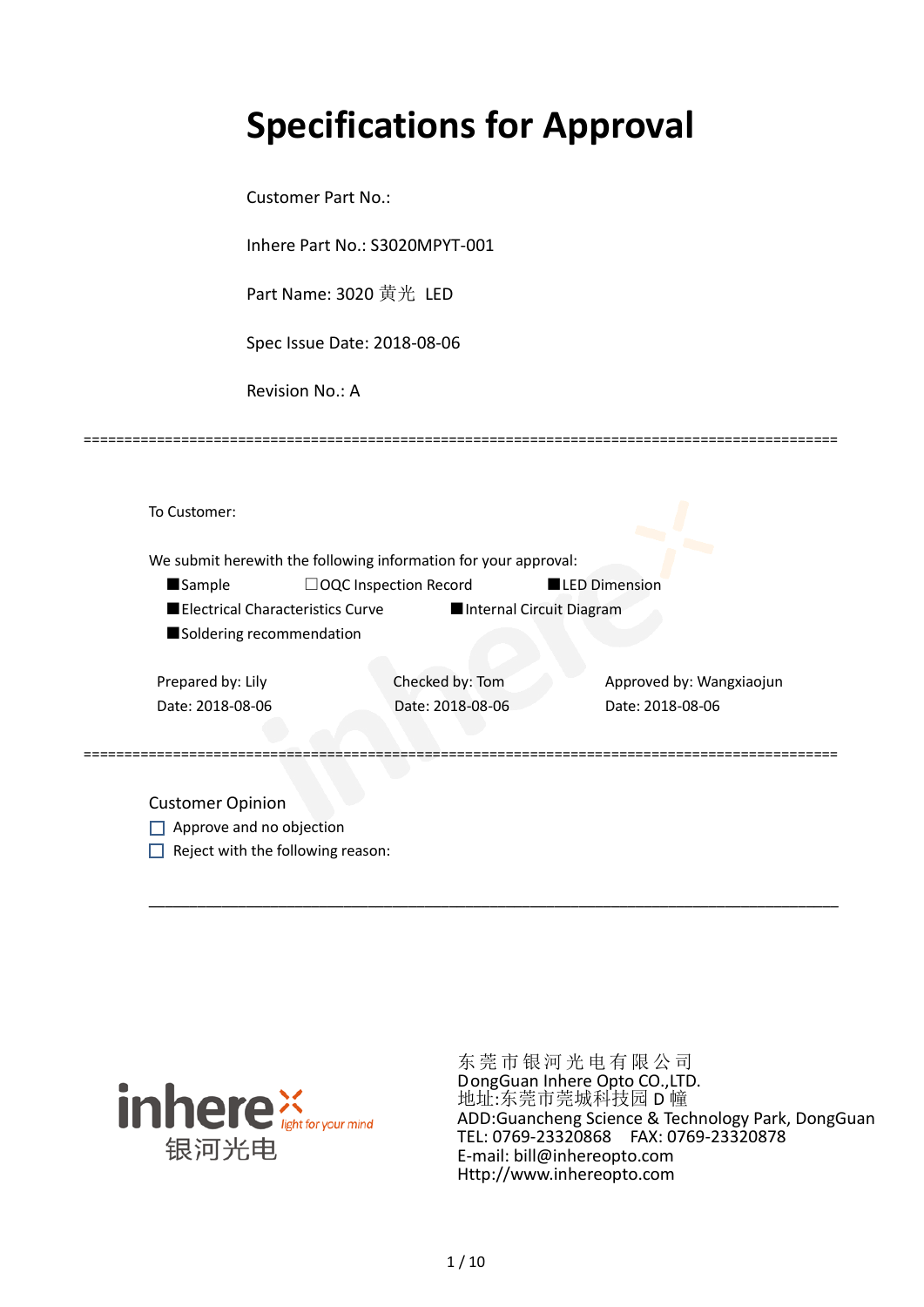# Specifications for Approval

Customer Part No.:

Inhere Part No.: S3020MPYT-001

Part Name: 3020 黄光 LED

Spec Issue Date: 2018-08-06

Revision No.: A

==========================================================================================

To Customer:

We submit herewith the following information for your approval:

■Sample　　　□OQC Inspection Record　　　■LED Dimension

■Electrical Characteristics Curve　　　■Internal Circuit Diagram

■Soldering recommendation

| Prepared by: Lily | Checked by: Tom | Approved by: Wangxiaojun |
|---|---|---|
| Date: 2018-08-06 | Date: 2018-08-06 | Date: 2018-08-06 |

==========================================================================================

Customer Opinion

☐ Approve and no objection

☐ Reject with the following reason:

___________________________________________________________________________

inhere light for your mind
银河光电

东 莞 市 银 河 光 电 有 限 公 司
DongGuan Inhere Opto CO.,LTD.
地址:东莞市莞城科技园 D 幢
ADD:Guancheng Science & Technology Park, DongGuan
TEL: 0769-23320868　FAX: 0769-23320878
E-mail: bill@inhereopto.com
Http://www.inhereopto.com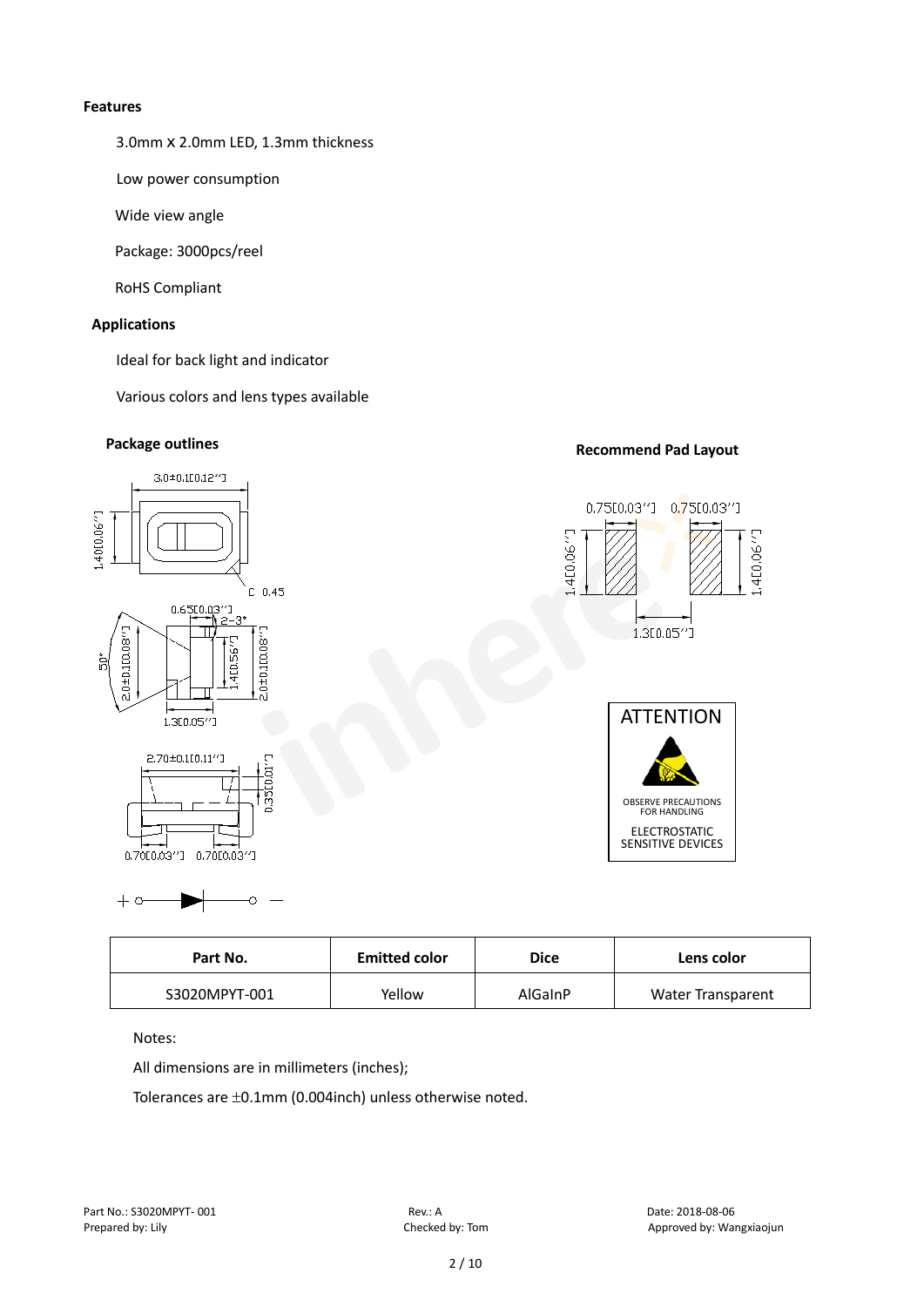**Features**

- 3.0mm X 2.0mm LED, 1.3mm thickness
- Low power consumption
- Wide view angle
- Package: 3000pcs/reel
- RoHS Compliant

**Applications**

- Ideal for back light and indicator
- Various colors and lens types available

**Package outlines**

**Recommend Pad Layout**

ATTENTION

OBSERVE PRECAUTIONS FOR HANDLING

ELECTROSTATIC SENSITIVE DEVICES

| Part No. | Emitted color | Dice | Lens color |
|---|---|---|---|
| S3020MPYT-001 | Yellow | AlGaInP | Water Transparent |

Notes:

All dimensions are in millimeters (inches);

Tolerances are ±0.1mm (0.004inch) unless otherwise noted.

Part No.: S3020MPYT- 001　　Rev.: A　　Date: 2018-08-06

Prepared by: Lily　　Checked by: Tom　　Approved by: Wangxiaojun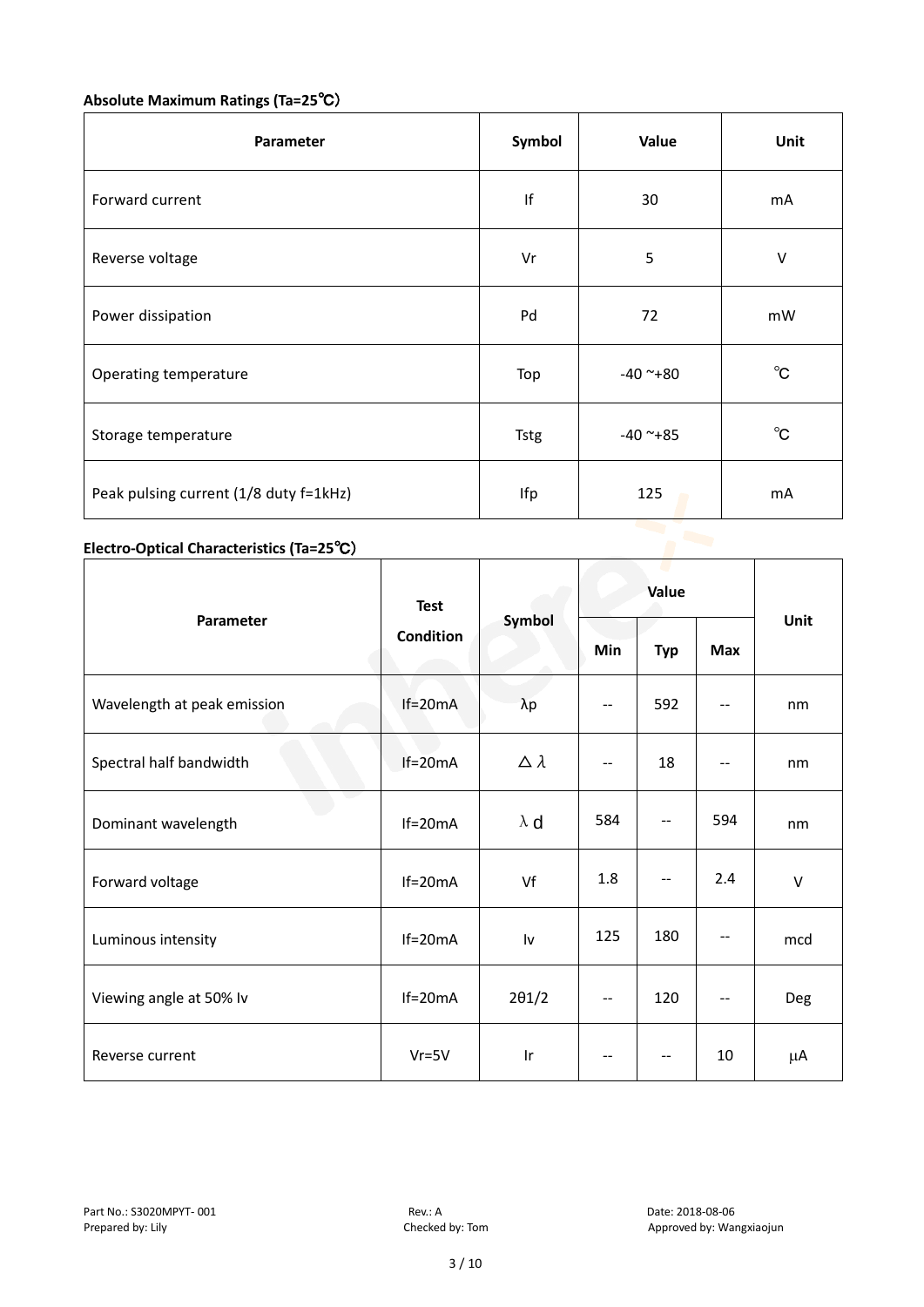**Absolute Maximum Ratings (Ta=25℃)**

| Parameter | Symbol | Value | Unit |
|---|---|---|---|
| Forward current | If | 30 | mA |
| Reverse voltage | Vr | 5 | V |
| Power dissipation | Pd | 72 | mW |
| Operating temperature | Top | -40 ~+80 | ℃ |
| Storage temperature | Tstg | -40 ~+85 | ℃ |
| Peak pulsing current (1/8 duty f=1kHz) | Ifp | 125 | mA |

**Electro-Optical Characteristics (Ta=25℃)**

| Parameter | Test Condition | Symbol | Value | | | Unit |
|---|---|---|---|---|---|---|
| | | | Min | Typ | Max | |
| Wavelength at peak emission | If=20mA | λp | -- | 592 | -- | nm |
| Spectral half bandwidth | If=20mA | △λ | -- | 18 | -- | nm |
| Dominant wavelength | If=20mA | λd | 584 | -- | 594 | nm |
| Forward voltage | If=20mA | Vf | 1.8 | -- | 2.4 | V |
| Luminous intensity | If=20mA | Iv | 125 | 180 | -- | mcd |
| Viewing angle at 50% Iv | If=20mA | 2θ1/2 | -- | 120 | -- | Deg |
| Reverse current | Vr=5V | Ir | -- | -- | 10 | μA |

Part No.: S3020MPYT- 001　　Rev.: A　　Date: 2018-08-06
Prepared by: Lily　　Checked by: Tom　　Approved by: Wangxiaojun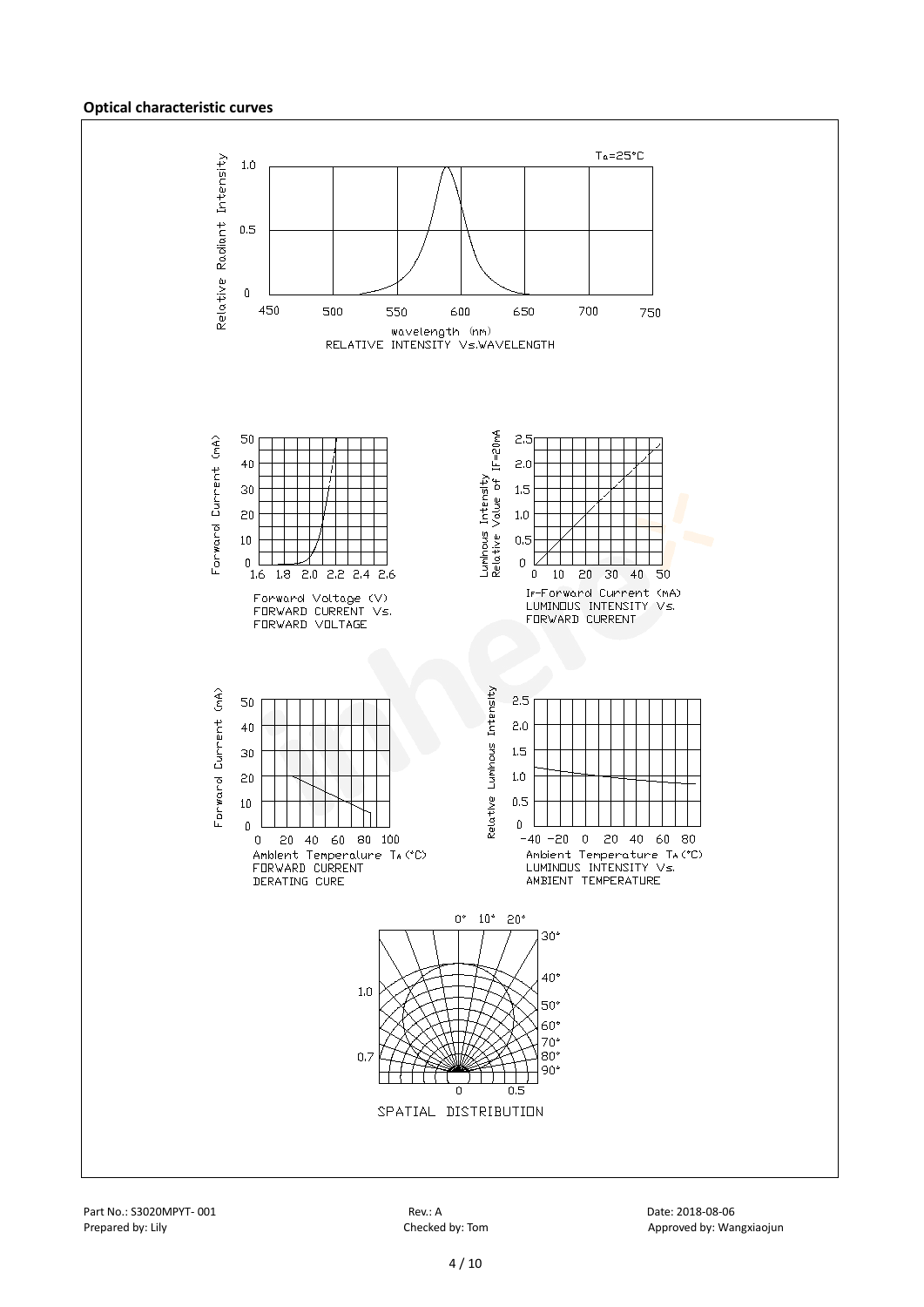**Optical characteristic curves**

$T_a$=25°C

Relative Radiant Intensity

1.0

0.5

0

450 500 550 600 650 700 750

wavelength (nm)

RELATIVE INTENSITY Vs.WAVELENGTH

Forward Current (mA)

50 40 30 20 10 0

1.6 1.8 2.0 2.2 2.4 2.6

Forward Voltage (V)

FORWARD CURRENT Vs. FORWARD VOLTAGE

Luminous Intensity Relative Value of IF=20mA

2.5 2.0 1.5 1.0 0.5 0

0 10 20 30 40 50

$I_F$-Forward Current (mA)

LUMINOUS INTENSITY Vs. FORWARD CURRENT

Forward Current (mA)

50 40 30 20 10 0

0 20 40 60 80 100

Ambient Temperature $T_A$ (°C)

FORWARD CURRENT DERATING CURE

Relative Luminous Intensity

2.5 2.0 1.5 1.0 0.5 0

-40 -20 0 20 40 60 80

Ambient Temperature $T_A$ (°C)

LUMINOUS INTENSITY Vs. AMBIENT TEMPERATURE

0° 10° 20° 30° 40° 50° 60° 70° 80° 90°

1.0

0.7

0 0.5

SPATIAL DISTRIBUTION

Part No.: S3020MPYT- 001 Rev.: A Date: 2018-08-06

Prepared by: Lily Checked by: Tom Approved by: Wangxiaojun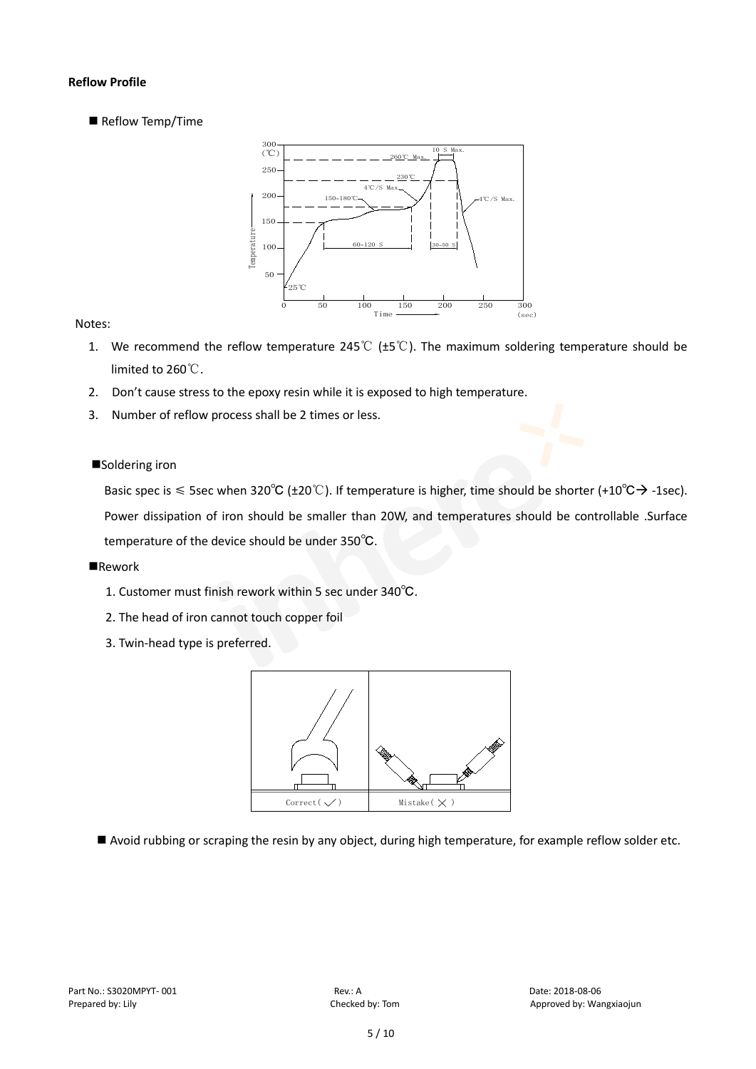**Reflow Profile**

■ Reflow Temp/Time

Notes:

1. We recommend the reflow temperature 245℃ (±5℃). The maximum soldering temperature should be limited to 260℃.
2. Don't cause stress to the epoxy resin while it is exposed to high temperature.
3. Number of reflow process shall be 2 times or less.

■Soldering iron

Basic spec is ≤ 5sec when 320℃ (±20℃). If temperature is higher, time should be shorter (+10℃→ -1sec). Power dissipation of iron should be smaller than 20W, and temperatures should be controllable .Surface temperature of the device should be under 350℃.

■Rework

1. Customer must finish rework within 5 sec under 340℃.
2. The head of iron cannot touch copper foil
3. Twin-head type is preferred.

■ Avoid rubbing or scraping the resin by any object, during high temperature, for example reflow solder etc.

Part No.: S3020MPYT- 001 Rev.: A Date: 2018-08-06
Prepared by: Lily Checked by: Tom Approved by: Wangxiaojun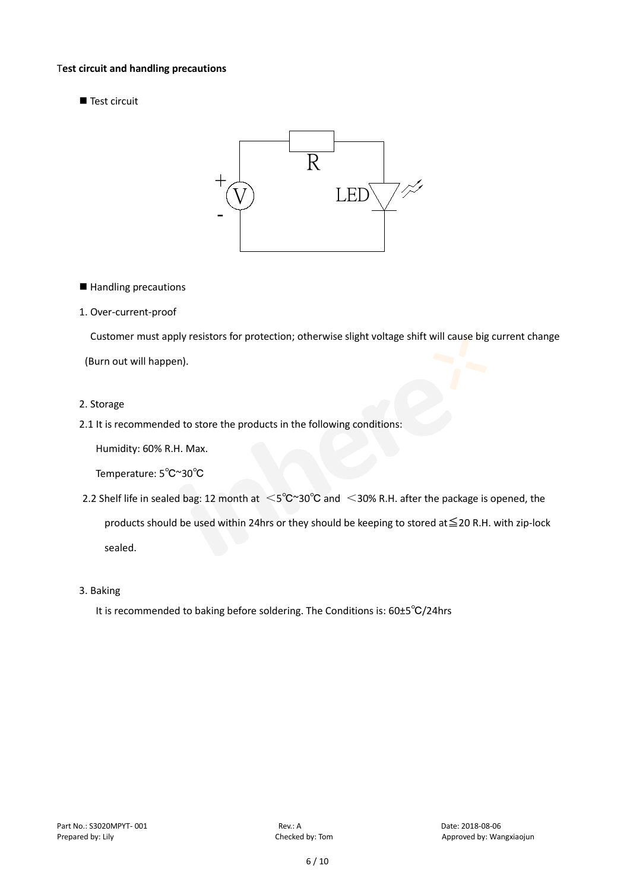**Test circuit and handling precautions**

■ Test circuit

■ Handling precautions

1. Over-current-proof

Customer must apply resistors for protection; otherwise slight voltage shift will cause big current change (Burn out will happen).

2. Storage

2.1 It is recommended to store the products in the following conditions:

Humidity: 60% R.H. Max.

Temperature: 5℃~30℃

2.2 Shelf life in sealed bag: 12 month at <5℃~30℃ and <30% R.H. after the package is opened, the products should be used within 24hrs or they should be keeping to stored at≦20 R.H. with zip-lock sealed.

3. Baking

It is recommended to baking before soldering. The Conditions is: 60±5℃/24hrs

Part No.: S3020MPYT- 001 Rev.: A Date: 2018-08-06
Prepared by: Lily Checked by: Tom Approved by: Wangxiaojun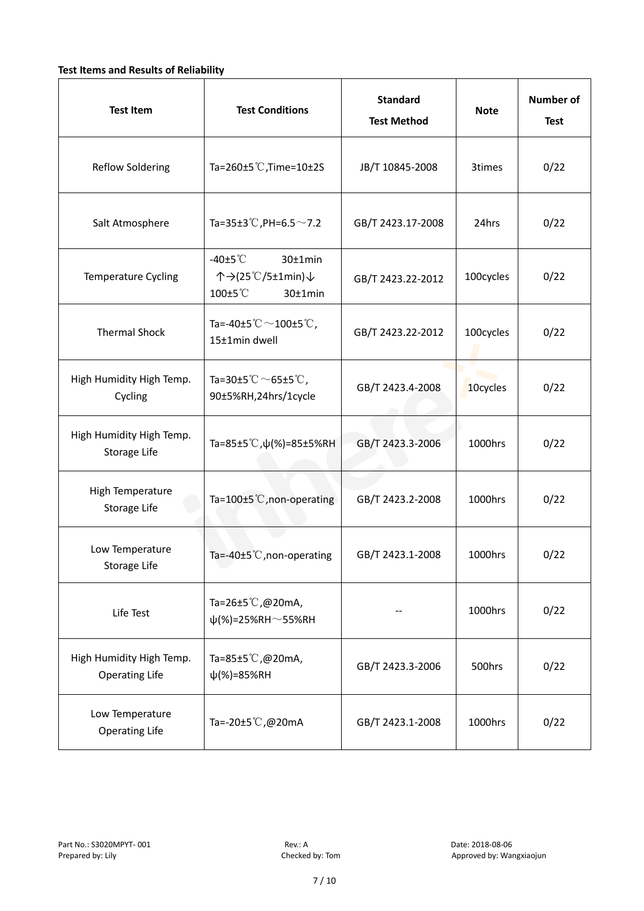**Test Items and Results of Reliability**

| Test Item | Test Conditions | Standard Test Method | Note | Number of Test |
|---|---|---|---|---|
| Reflow Soldering | Ta=260±5℃,Time=10±2S | JB/T 10845-2008 | 3times | 0/22 |
| Salt Atmosphere | Ta=35±3℃,PH=6.5～7.2 | GB/T 2423.17-2008 | 24hrs | 0/22 |
| Temperature Cycling | -40±5℃ 30±1min ↑→(25℃/5±1min)↓ 100±5℃ 30±1min | GB/T 2423.22-2012 | 100cycles | 0/22 |
| Thermal Shock | Ta=-40±5℃～100±5℃, 15±1min dwell | GB/T 2423.22-2012 | 100cycles | 0/22 |
| High Humidity High Temp. Cycling | Ta=30±5℃～65±5℃, 90±5%RH,24hrs/1cycle | GB/T 2423.4-2008 | 10cycles | 0/22 |
| High Humidity High Temp. Storage Life | Ta=85±5℃,ψ(%)=85±5%RH | GB/T 2423.3-2006 | 1000hrs | 0/22 |
| High Temperature Storage Life | Ta=100±5℃,non-operating | GB/T 2423.2-2008 | 1000hrs | 0/22 |
| Low Temperature Storage Life | Ta=-40±5℃,non-operating | GB/T 2423.1-2008 | 1000hrs | 0/22 |
| Life Test | Ta=26±5℃,@20mA, ψ(%)=25%RH～55%RH | -- | 1000hrs | 0/22 |
| High Humidity High Temp. Operating Life | Ta=85±5℃,@20mA, ψ(%)=85%RH | GB/T 2423.3-2006 | 500hrs | 0/22 |
| Low Temperature Operating Life | Ta=-20±5℃,@20mA | GB/T 2423.1-2008 | 1000hrs | 0/22 |

Part No.: S3020MPYT- 001 Rev.: A Date: 2018-08-06
Prepared by: Lily Checked by: Tom Approved by: Wangxiaojun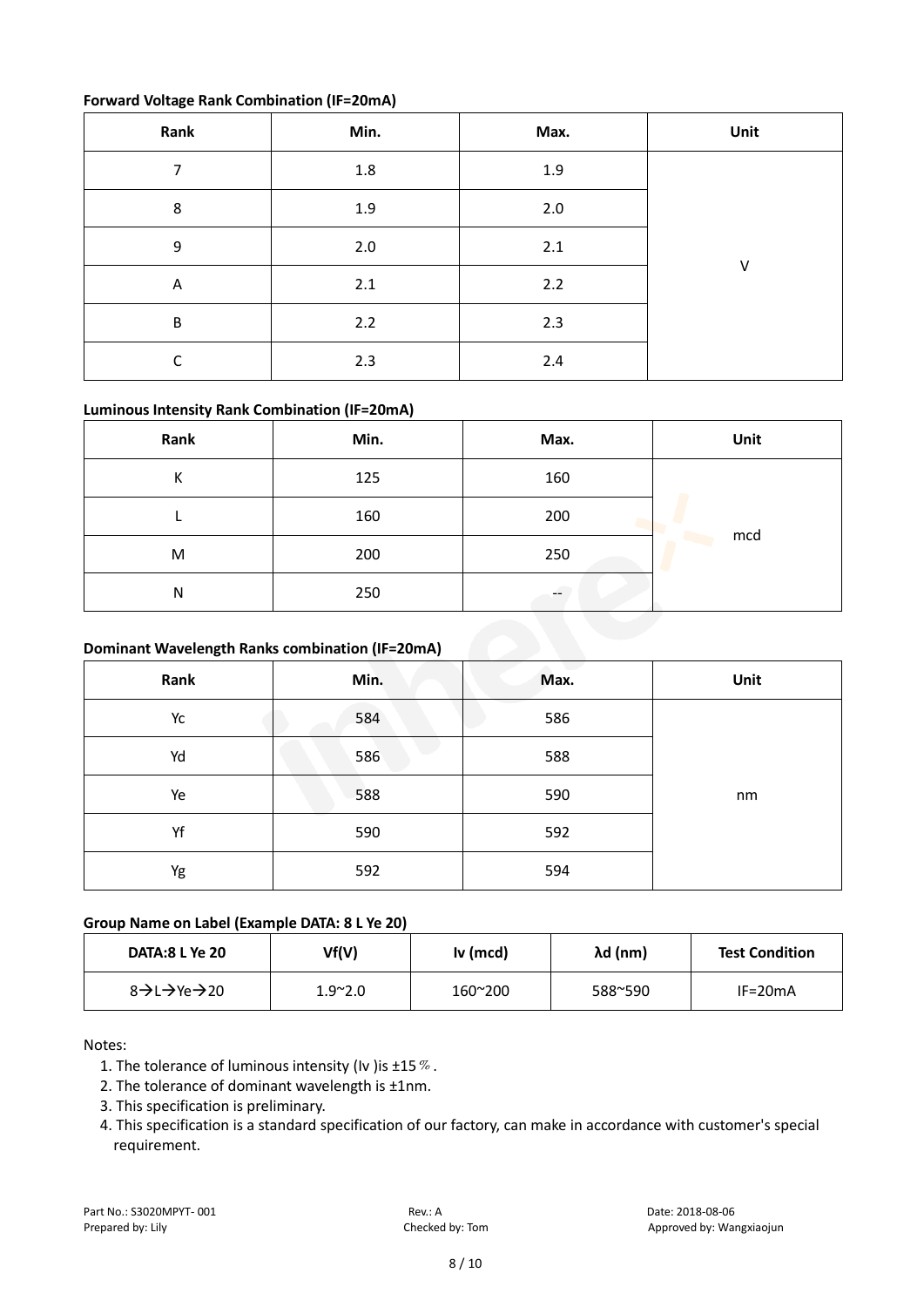**Forward Voltage Rank Combination (IF=20mA)**

| Rank | Min. | Max. | Unit |
|---|---|---|---|
| 7 | 1.8 | 1.9 | V |
| 8 | 1.9 | 2.0 | |
| 9 | 2.0 | 2.1 | |
| A | 2.1 | 2.2 | |
| B | 2.2 | 2.3 | |
| C | 2.3 | 2.4 | |

**Luminous Intensity Rank Combination (IF=20mA)**

| Rank | Min. | Max. | Unit |
|---|---|---|---|
| K | 125 | 160 | mcd |
| L | 160 | 200 | |
| M | 200 | 250 | |
| N | 250 | -- | |

**Dominant Wavelength Ranks combination (IF=20mA)**

| Rank | Min. | Max. | Unit |
|---|---|---|---|
| Yc | 584 | 586 | nm |
| Yd | 586 | 588 | |
| Ye | 588 | 590 | |
| Yf | 590 | 592 | |
| Yg | 592 | 594 | |

**Group Name on Label (Example DATA: 8 L Ye 20)**

| DATA:8 L Ye 20 | Vf(V) | Iv (mcd) | λd (nm) | Test Condition |
|---|---|---|---|---|
| 8→L→Ye→20 | 1.9~2.0 | 160~200 | 588~590 | IF=20mA |

Notes:

1. The tolerance of luminous intensity (Iv )is ±15％.
2. The tolerance of dominant wavelength is ±1nm.
3. This specification is preliminary.
4. This specification is a standard specification of our factory, can make in accordance with customer's special requirement.

Part No.: S3020MPYT- 001 Rev.: A Date: 2018-08-06
Prepared by: Lily Checked by: Tom Approved by: Wangxiaojun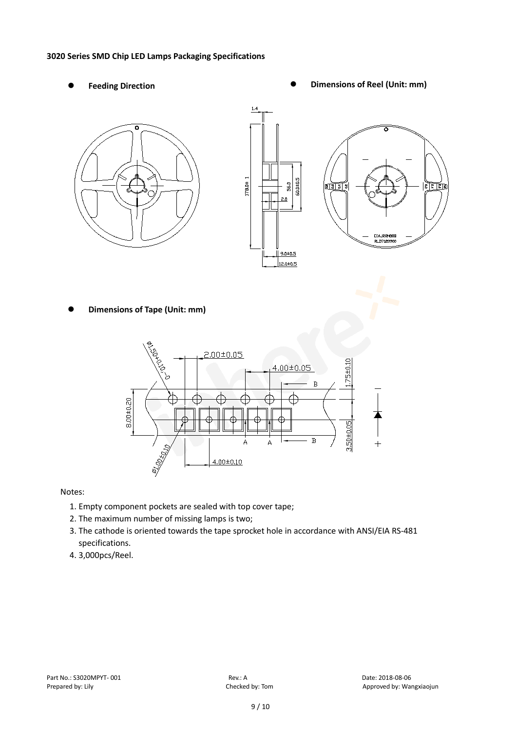**3020 Series SMD Chip LED Lamps Packaging Specifications**

- **Feeding Direction**
- **Dimensions of Reel (Unit: mm)**
- **Dimensions of Tape (Unit: mm)**

Notes:

1. Empty component pockets are sealed with top cover tape;
2. The maximum number of missing lamps is two;
3. The cathode is oriented towards the tape sprocket hole in accordance with ANSI/EIA RS-481 specifications.
4. 3,000pcs/Reel.

Part No.: S3020MPYT- 001 Rev.: A Date: 2018-08-06
Prepared by: Lily Checked by: Tom Approved by: Wangxiaojun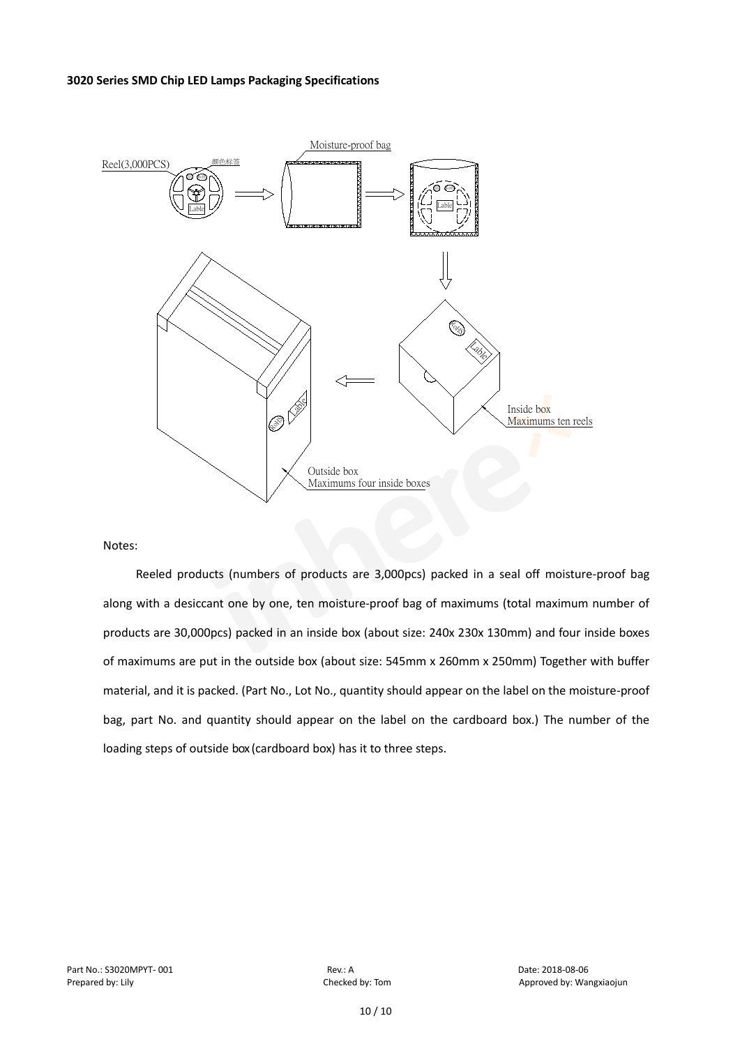**3020 Series SMD Chip LED Lamps Packaging Specifications**

Reel(3,000PCS)

顏色标签

Lable

Moisture-proof bag

Lable

RoHS

Lable

Inside box
Maximums ten reels

RoHS

Lable

Outside box
Maximums four inside boxes

Notes:

Reeled products (numbers of products are 3,000pcs) packed in a seal off moisture-proof bag along with a desiccant one by one, ten moisture-proof bag of maximums (total maximum number of products are 30,000pcs) packed in an inside box (about size: 240x 230x 130mm) and four inside boxes of maximums are put in the outside box (about size: 545mm x 260mm x 250mm) Together with buffer material, and it is packed. (Part No., Lot No., quantity should appear on the label on the moisture-proof bag, part No. and quantity should appear on the label on the cardboard box.) The number of the loading steps of outside box (cardboard box) has it to three steps.

Part No.: S3020MPYT- 001 Rev.: A Date: 2018-08-06

Prepared by: Lily Checked by: Tom Approved by: Wangxiaojun